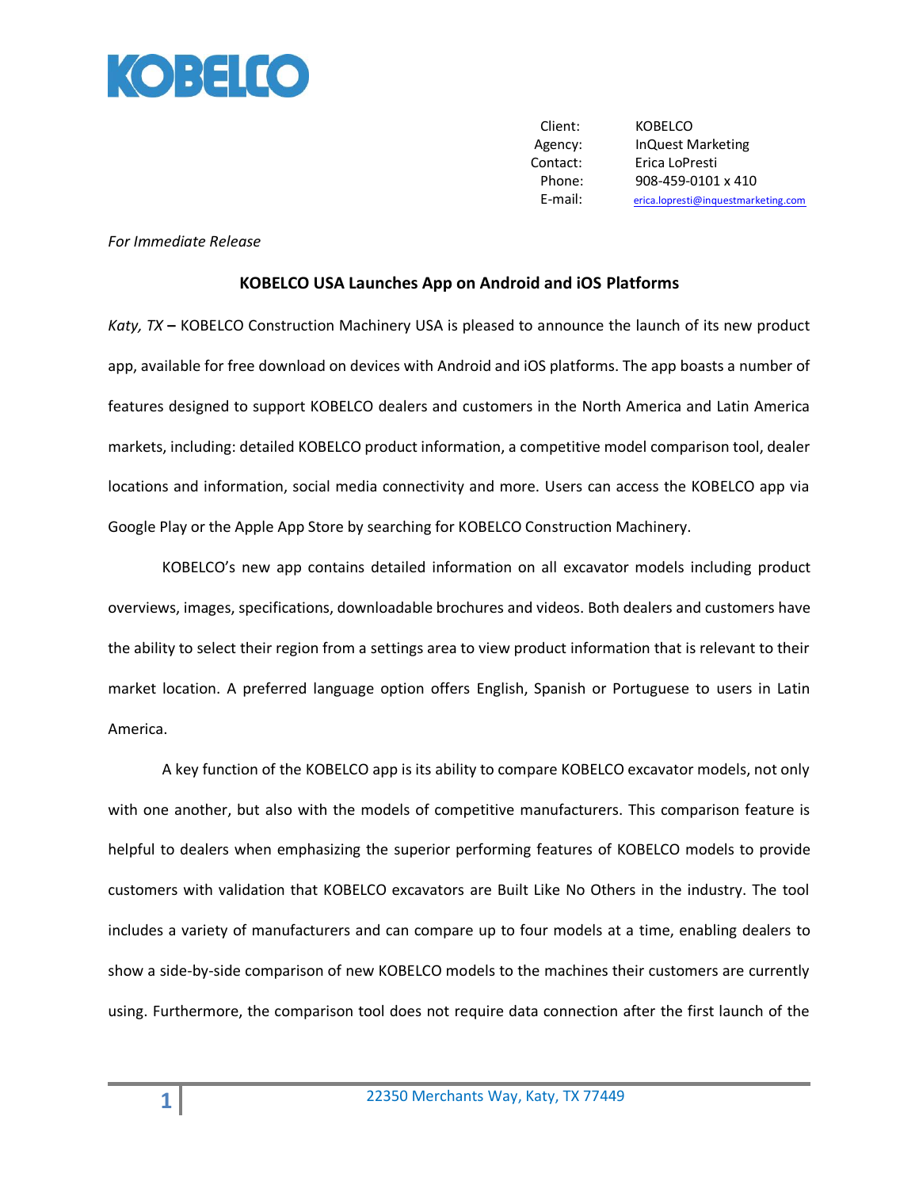KOBELCO

| | |
|---|---|
| Client: | KOBELCO |
| Agency: | InQuest Marketing |
| Contact: | Erica LoPresti |
| Phone: | 908-459-0101 x 410 |
| E-mail: | erica.lopresti@inquestmarketing.com |

*For Immediate Release*

**KOBELCO USA Launches App on Android and iOS Platforms**

*Katy, TX* **–** KOBELCO Construction Machinery USA is pleased to announce the launch of its new product app, available for free download on devices with Android and iOS platforms. The app boasts a number of features designed to support KOBELCO dealers and customers in the North America and Latin America markets, including: detailed KOBELCO product information, a competitive model comparison tool, dealer locations and information, social media connectivity and more. Users can access the KOBELCO app via Google Play or the Apple App Store by searching for KOBELCO Construction Machinery.

KOBELCO's new app contains detailed information on all excavator models including product overviews, images, specifications, downloadable brochures and videos. Both dealers and customers have the ability to select their region from a settings area to view product information that is relevant to their market location. A preferred language option offers English, Spanish or Portuguese to users in Latin America.

A key function of the KOBELCO app is its ability to compare KOBELCO excavator models, not only with one another, but also with the models of competitive manufacturers. This comparison feature is helpful to dealers when emphasizing the superior performing features of KOBELCO models to provide customers with validation that KOBELCO excavators are Built Like No Others in the industry. The tool includes a variety of manufacturers and can compare up to four models at a time, enabling dealers to show a side-by-side comparison of new KOBELCO models to the machines their customers are currently using. Furthermore, the comparison tool does not require data connection after the first launch of the

22350 Merchants Way, Katy, TX 77449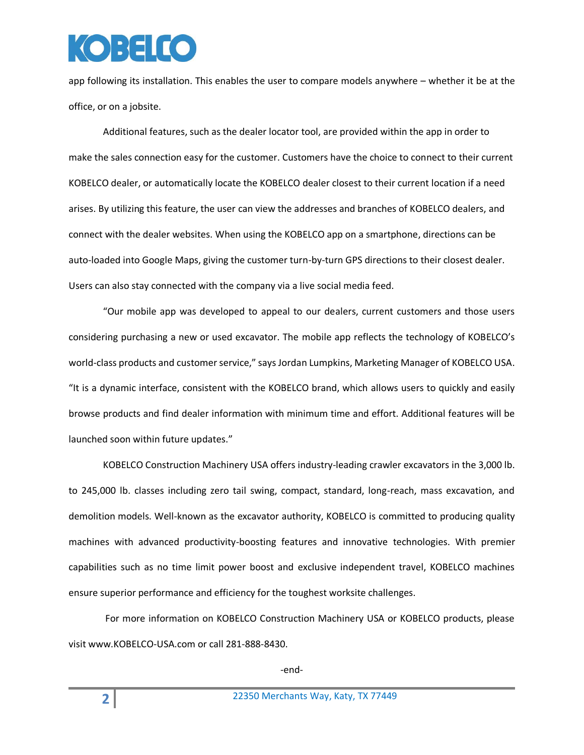app following its installation. This enables the user to compare models anywhere – whether it be at the office, or on a jobsite.

Additional features, such as the dealer locator tool, are provided within the app in order to make the sales connection easy for the customer. Customers have the choice to connect to their current KOBELCO dealer, or automatically locate the KOBELCO dealer closest to their current location if a need arises. By utilizing this feature, the user can view the addresses and branches of KOBELCO dealers, and connect with the dealer websites. When using the KOBELCO app on a smartphone, directions can be auto-loaded into Google Maps, giving the customer turn-by-turn GPS directions to their closest dealer. Users can also stay connected with the company via a live social media feed.

"Our mobile app was developed to appeal to our dealers, current customers and those users considering purchasing a new or used excavator. The mobile app reflects the technology of KOBELCO's world-class products and customer service," says Jordan Lumpkins, Marketing Manager of KOBELCO USA. "It is a dynamic interface, consistent with the KOBELCO brand, which allows users to quickly and easily browse products and find dealer information with minimum time and effort. Additional features will be launched soon within future updates."

KOBELCO Construction Machinery USA offers industry-leading crawler excavators in the 3,000 lb. to 245,000 lb. classes including zero tail swing, compact, standard, long-reach, mass excavation, and demolition models. Well-known as the excavator authority, KOBELCO is committed to producing quality machines with advanced productivity-boosting features and innovative technologies. With premier capabilities such as no time limit power boost and exclusive independent travel, KOBELCO machines ensure superior performance and efficiency for the toughest worksite challenges.

For more information on KOBELCO Construction Machinery USA or KOBELCO products, please visit www.KOBELCO-USA.com or call 281-888-8430.

-end-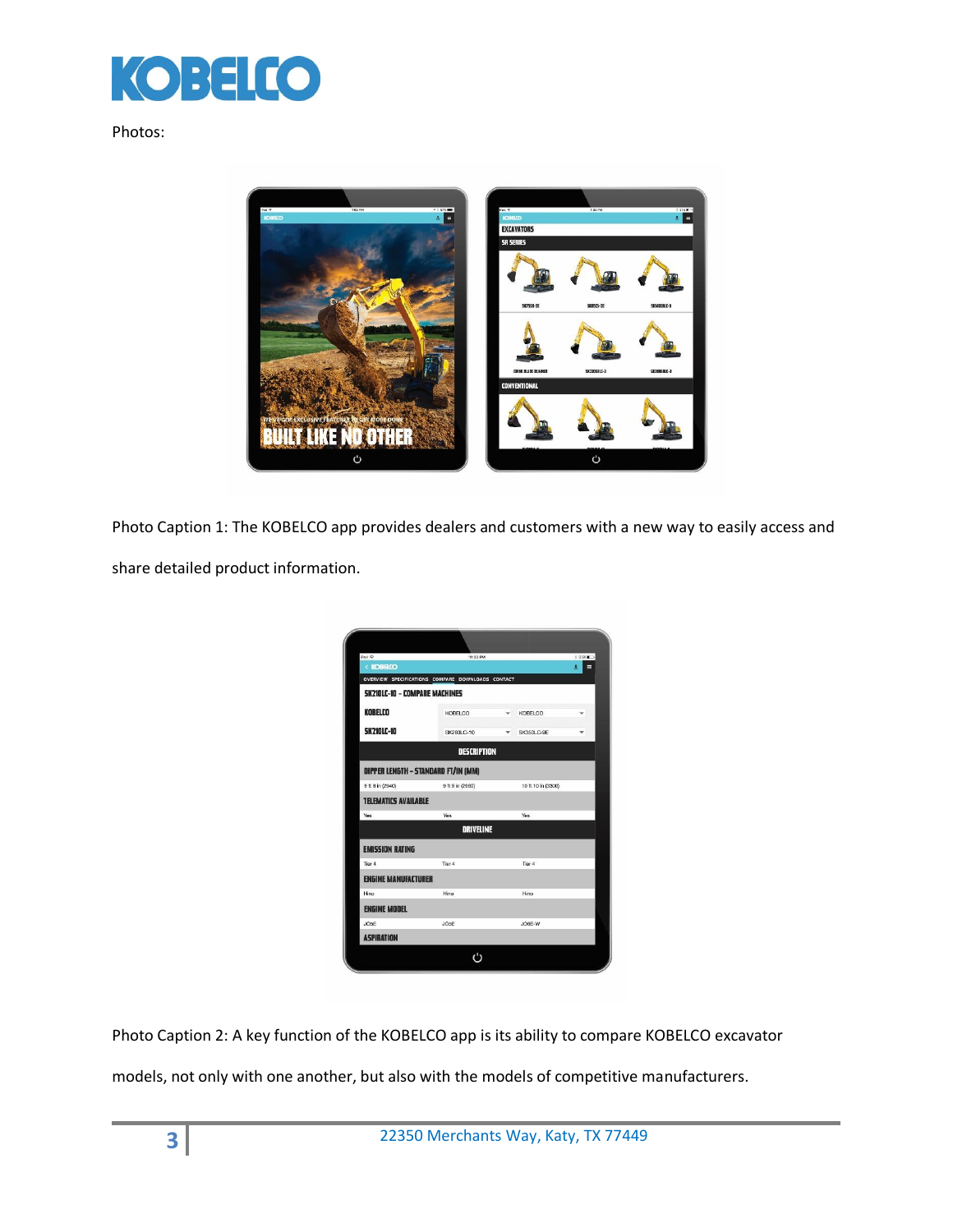Photos:

Photo Caption 1: The KOBELCO app provides dealers and customers with a new way to easily access and share detailed product information.

Photo Caption 2: A key function of the KOBELCO app is its ability to compare KOBELCO excavator models, not only with one another, but also with the models of competitive manufacturers.

22350 Merchants Way, Katy, TX 77449